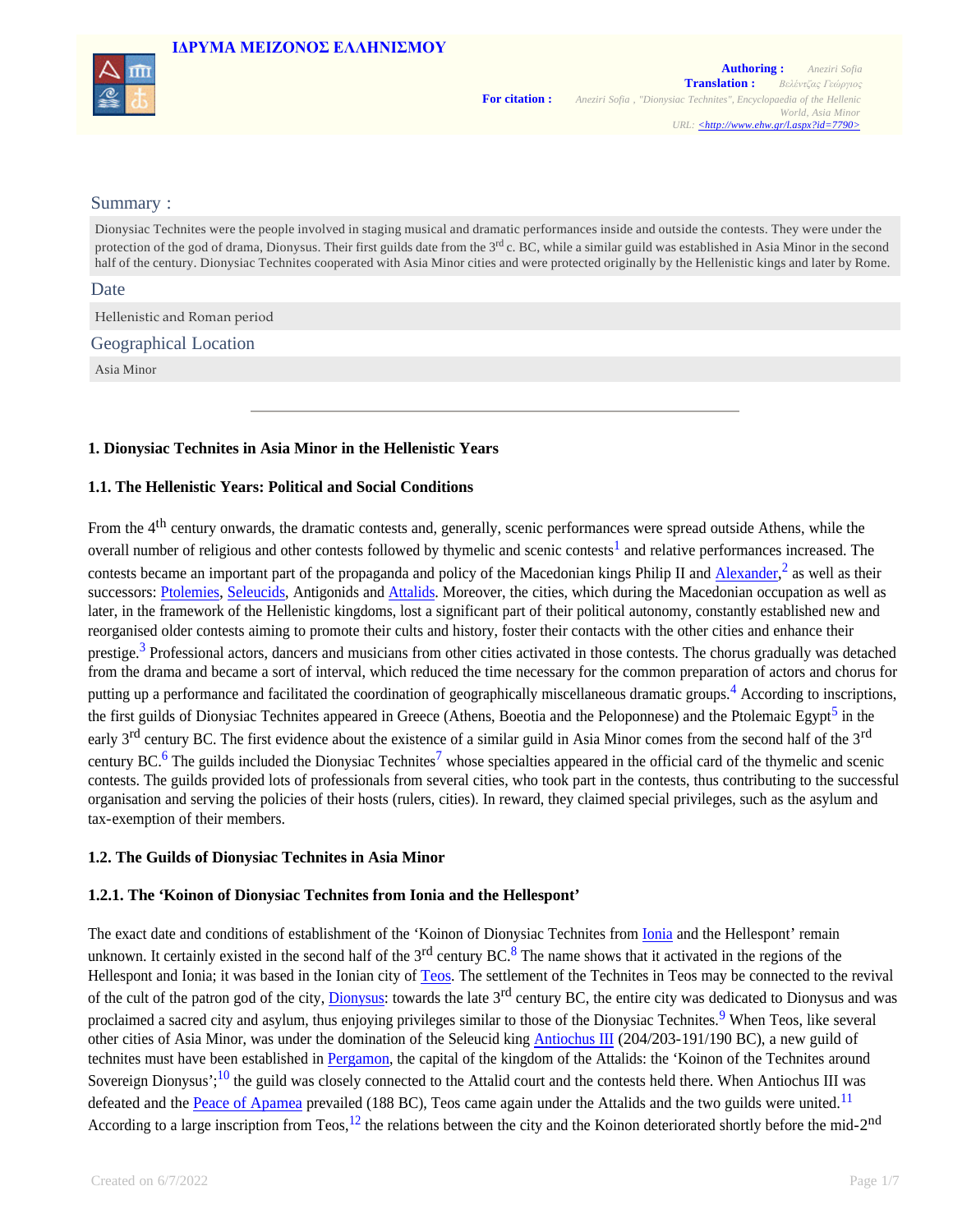ΙΔΡΥΜΑ ΜΕΙΖΟΝΟΣ ΕΛΛΗΝΙΣΜΟΥ

**Authoring :** Aneziri Sofia
**Translation :** Βελέντζας Γεώργιος
**For citation :** Aneziri Sofia , "Dionysiac Technites", Encyclopaedia of the Hellenic World, Asia Minor
URL: <http://www.ehw.gr/l.aspx?id=7790>

## Summary :

Dionysiac Technites were the people involved in staging musical and dramatic performances inside and outside the contests. They were under the protection of the god of drama, Dionysus. Their first guilds date from the 3rd c. BC, while a similar guild was established in Asia Minor in the second half of the century. Dionysiac Technites cooperated with Asia Minor cities and were protected originally by the Hellenistic kings and later by Rome.

## Date

Hellenistic and Roman period

## Geographical Location

Asia Minor

---

### 1. Dionysiac Technites in Asia Minor in the Hellenistic Years

#### 1.1. The Hellenistic Years: Political and Social Conditions

From the 4th century onwards, the dramatic contests and, generally, scenic performances were spread outside Athens, while the overall number of religious and other contests followed by thymelic and scenic contests[1] and relative performances increased. The contests became an important part of the propaganda and policy of the Macedonian kings Philip II and Alexander,[2] as well as their successors: Ptolemies, Seleucids, Antigonids and Attalids. Moreover, the cities, which during the Macedonian occupation as well as later, in the framework of the Hellenistic kingdoms, lost a significant part of their political autonomy, constantly established new and reorganised older contests aiming to promote their cults and history, foster their contacts with the other cities and enhance their prestige.[3] Professional actors, dancers and musicians from other cities activated in those contests. The chorus gradually was detached from the drama and became a sort of interval, which reduced the time necessary for the common preparation of actors and chorus for putting up a performance and facilitated the coordination of geographically miscellaneous dramatic groups.[4] According to inscriptions, the first guilds of Dionysiac Technites appeared in Greece (Athens, Boeotia and the Peloponnese) and the Ptolemaic Egypt[5] in the early 3rd century BC. The first evidence about the existence of a similar guild in Asia Minor comes from the second half of the 3rd century BC.[6] The guilds included the Dionysiac Technites[7] whose specialties appeared in the official card of the thymelic and scenic contests. The guilds provided lots of professionals from several cities, who took part in the contests, thus contributing to the successful organisation and serving the policies of their hosts (rulers, cities). In reward, they claimed special privileges, such as the asylum and tax-exemption of their members.

#### 1.2. The Guilds of Dionysiac Technites in Asia Minor

##### 1.2.1. The 'Koinon of Dionysiac Technites from Ionia and the Hellespont'

The exact date and conditions of establishment of the 'Koinon of Dionysiac Technites from Ionia and the Hellespont' remain unknown. It certainly existed in the second half of the 3rd century BC.[8] The name shows that it activated in the regions of the Hellespont and Ionia; it was based in the Ionian city of Teos. The settlement of the Technites in Teos may be connected to the revival of the cult of the patron god of the city, Dionysus: towards the late 3rd century BC, the entire city was dedicated to Dionysus and was proclaimed a sacred city and asylum, thus enjoying privileges similar to those of the Dionysiac Technites.[9] When Teos, like several other cities of Asia Minor, was under the domination of the Seleucid king Antiochus III (204/203-191/190 BC), a new guild of technites must have been established in Pergamon, the capital of the kingdom of the Attalids: the 'Koinon of the Technites around Sovereign Dionysus';[10] the guild was closely connected to the Attalid court and the contests held there. When Antiochus III was defeated and the Peace of Apamea prevailed (188 BC), Teos came again under the Attalids and the two guilds were united.[11] According to a large inscription from Teos,[12] the relations between the city and the Koinon deteriorated shortly before the mid-2nd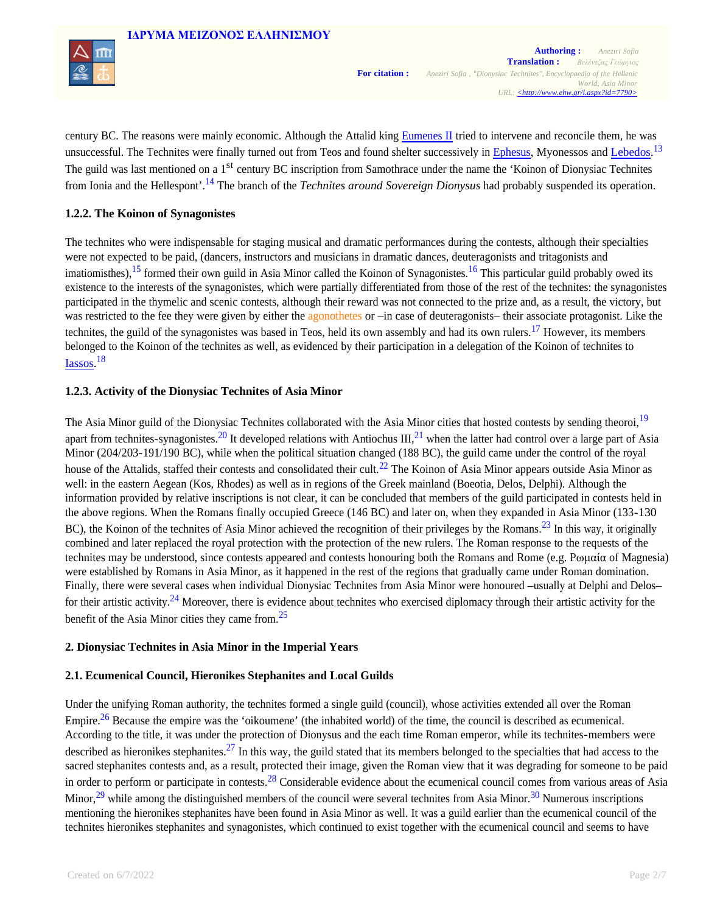century BC. The reasons were mainly economic. Although the Attalid king Eumenes II tried to intervene and reconcile them, he was unsuccessful. The Technites were finally turned out from Teos and found shelter successively in Ephesus, Myonessos and Lebedos.[13] The guild was last mentioned on a 1st century BC inscription from Samothrace under the name the 'Koinon of Dionysiac Technites from Ionia and the Hellespont'.[14] The branch of the *Technites around Sovereign Dionysus* had probably suspended its operation.

### 1.2.2. The Koinon of Synagonistes

The technites who were indispensable for staging musical and dramatic performances during the contests, although their specialties were not expected to be paid, (dancers, instructors and musicians in dramatic dances, deuteragonists and tritagonists and imatiomisthes),[15] formed their own guild in Asia Minor called the Koinon of Synagonistes.[16] This particular guild probably owed its existence to the interests of the synagonistes, which were partially differentiated from those of the rest of the technites: the synagonistes participated in the thymelic and scenic contests, although their reward was not connected to the prize and, as a result, the victory, but was restricted to the fee they were given by either the agonothetes or –in case of deuteragonists– their associate protagonist. Like the technites, the guild of the synagonistes was based in Teos, held its own assembly and had its own rulers.[17] However, its members belonged to the Koinon of the technites as well, as evidenced by their participation in a delegation of the Koinon of technites to Iassos.[18]

### 1.2.3. Activity of the Dionysiac Technites of Asia Minor

The Asia Minor guild of the Dionysiac Technites collaborated with the Asia Minor cities that hosted contests by sending theoroi,[19] apart from technites-synagonistes.[20] It developed relations with Antiochus III,[21] when the latter had control over a large part of Asia Minor (204/203-191/190 BC), while when the political situation changed (188 BC), the guild came under the control of the royal house of the Attalids, staffed their contests and consolidated their cult.[22] The Koinon of Asia Minor appears outside Asia Minor as well: in the eastern Aegean (Kos, Rhodes) as well as in regions of the Greek mainland (Boeotia, Delos, Delphi). Although the information provided by relative inscriptions is not clear, it can be concluded that members of the guild participated in contests held in the above regions. When the Romans finally occupied Greece (146 BC) and later on, when they expanded in Asia Minor (133-130 BC), the Koinon of the technites of Asia Minor achieved the recognition of their privileges by the Romans.[23] In this way, it originally combined and later replaced the royal protection with the protection of the new rulers. The Roman response to the requests of the technites may be understood, since contests appeared and contests honouring both the Romans and Rome (e.g. Ρωμαία of Magnesia) were established by Romans in Asia Minor, as it happened in the rest of the regions that gradually came under Roman domination. Finally, there were several cases when individual Dionysiac Technites from Asia Minor were honoured –usually at Delphi and Delos– for their artistic activity.[24] Moreover, there is evidence about technites who exercised diplomacy through their artistic activity for the benefit of the Asia Minor cities they came from.[25]

## 2. Dionysiac Technites in Asia Minor in the Imperial Years

### 2.1. Ecumenical Council, Hieronikes Stephanites and Local Guilds

Under the unifying Roman authority, the technites formed a single guild (council), whose activities extended all over the Roman Empire.[26] Because the empire was the 'oikoumene' (the inhabited world) of the time, the council is described as ecumenical. According to the title, it was under the protection of Dionysus and the each time Roman emperor, while its technites-members were described as hieronikes stephanites.[27] In this way, the guild stated that its members belonged to the specialties that had access to the sacred stephanites contests and, as a result, protected their image, given the Roman view that it was degrading for someone to be paid in order to perform or participate in contests.[28] Considerable evidence about the ecumenical council comes from various areas of Asia Minor,[29] while among the distinguished members of the council were several technites from Asia Minor.[30] Numerous inscriptions mentioning the hieronikes stephanites have been found in Asia Minor as well. It was a guild earlier than the ecumenical council of the technites hieronikes stephanites and synagonistes, which continued to exist together with the ecumenical council and seems to have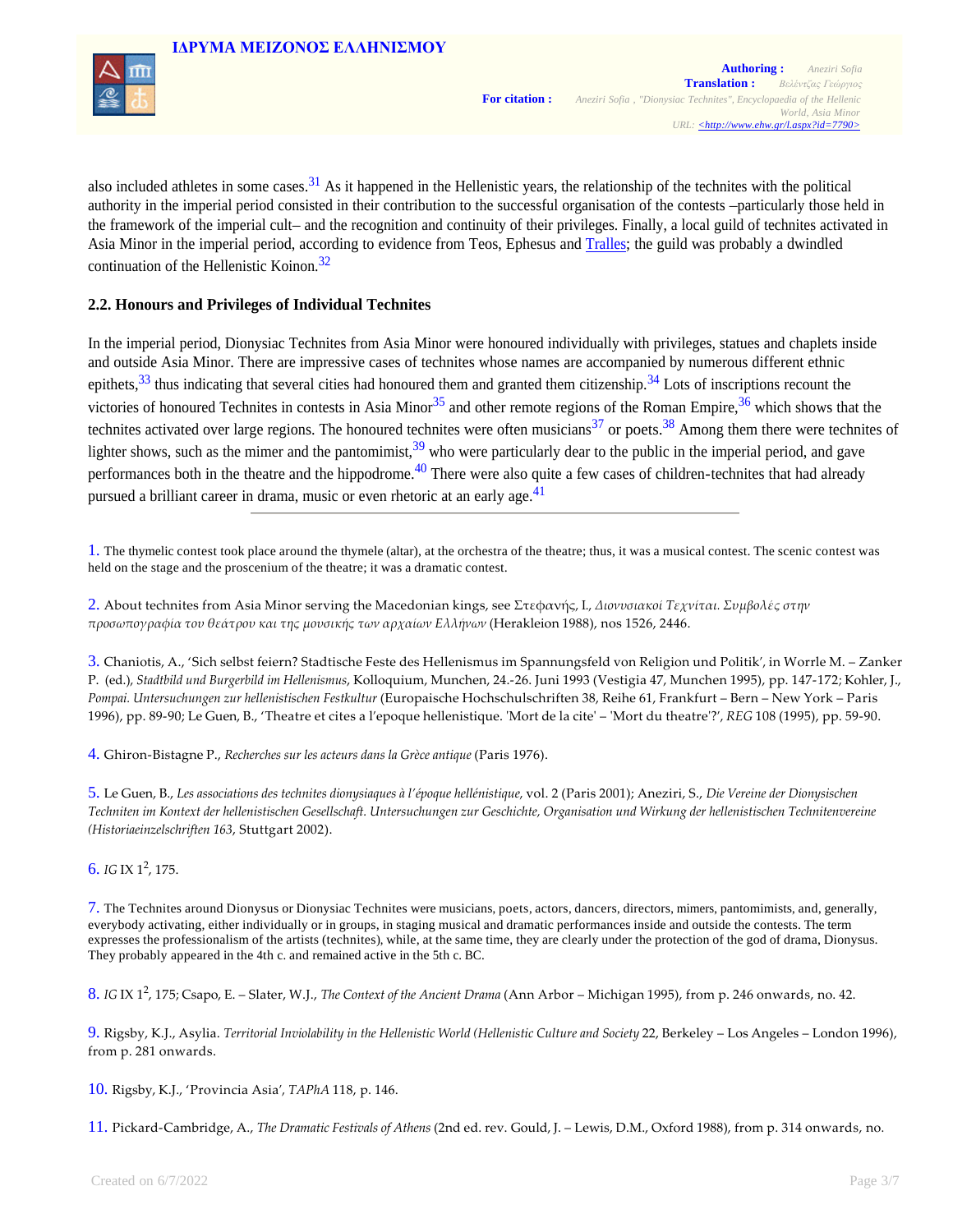also included athletes in some cases.[31] As it happened in the Hellenistic years, the relationship of the technites with the political authority in the imperial period consisted in their contribution to the successful organisation of the contests –particularly those held in the framework of the imperial cult– and the recognition and continuity of their privileges. Finally, a local guild of technites activated in Asia Minor in the imperial period, according to evidence from Teos, Ephesus and Tralles; the guild was probably a dwindled continuation of the Hellenistic Koinon.[32]

### 2.2. Honours and Privileges of Individual Technites

In the imperial period, Dionysiac Technites from Asia Minor were honoured individually with privileges, statues and chaplets inside and outside Asia Minor. There are impressive cases of technites whose names are accompanied by numerous different ethnic epithets,[33] thus indicating that several cities had honoured them and granted them citizenship.[34] Lots of inscriptions recount the victories of honoured Technites in contests in Asia Minor[35] and other remote regions of the Roman Empire,[36] which shows that the technites activated over large regions. The honoured technites were often musicians[37] or poets.[38] Among them there were technites of lighter shows, such as the mimer and the pantomimist,[39] who were particularly dear to the public in the imperial period, and gave performances both in the theatre and the hippodrome.[40] There were also quite a few cases of children-technites that had already pursued a brilliant career in drama, music or even rhetoric at an early age.[41]

---

1. The thymelic contest took place around the thymele (altar), at the orchestra of the theatre; thus, it was a musical contest. The scenic contest was held on the stage and the proscenium of the theatre; it was a dramatic contest.

2. About technites from Asia Minor serving the Macedonian kings, see Στεφανής, Ι., *Διονυσιακοί Τεχνίται. Συμβολές στην προσωπογραφία του θεάτρου και της μουσικής των αρχαίων Ελλήνων* (Herakleion 1988), nos 1526, 2446.

3. Chaniotis, A., 'Sich selbst feiern? Stadtische Feste des Hellenismus im Spannungsfeld von Religion und Politik', in Worrle M. – Zanker P. (ed.), *Stadtbild und Burgerbild im Hellenismus*, Kolloquium, Munchen, 24.-26. Juni 1993 (Vestigia 47, Munchen 1995), pp. 147-172; Kohler, J., *Pompai. Untersuchungen zur hellenistischen Festkultur* (Europaische Hochschulschriften 38, Reihe 61, Frankfurt – Bern – New York – Paris 1996), pp. 89-90; Le Guen, B., 'Theatre et cites a l'epoque hellenistique. 'Mort de la cite' – 'Mort du theatre'?', *REG* 108 (1995), pp. 59-90.

4. Ghiron-Bistagne P., *Recherches sur les acteurs dans la Grèce antique* (Paris 1976).

5. Le Guen, B., *Les associations des technites dionysiaques à l'époque hellénistique*, vol. 2 (Paris 2001); Aneziri, S., *Die Vereine der Dionysischen Techniten im Kontext der hellenistischen Gesellschaft. Untersuchungen zur Geschichte, Organisation und Wirkung der hellenistischen Technitenvereine (Historiaeinzelschriften 163*, Stuttgart 2002).

6. *IG* IX $1^2$, 175.

7. The Technites around Dionysus or Dionysiac Technites were musicians, poets, actors, dancers, directors, mimers, pantomimists, and, generally, everybody activating, either individually or in groups, in staging musical and dramatic performances inside and outside the contests. The term expresses the professionalism of the artists (technites), while, at the same time, they are clearly under the protection of the god of drama, Dionysus. They probably appeared in the 4th c. and remained active in the 5th c. BC.

8. *IG* IX $1^2$, 175; Csapo, E. – Slater, W.J., *The Context of the Ancient Drama* (Ann Arbor – Michigan 1995), from p. 246 onwards, no. 42.

9. Rigsby, K.J., Asylia. *Territorial Inviolability in the Hellenistic World (Hellenistic Culture and Society* 22, Berkeley – Los Angeles – London 1996), from p. 281 onwards.

10. Rigsby, K.J., 'Provincia Asia', *TAPhA* 118, p. 146.

11. Pickard-Cambridge, A., *The Dramatic Festivals of Athens* (2nd ed. rev. Gould, J. – Lewis, D.M., Oxford 1988), from p. 314 onwards, no.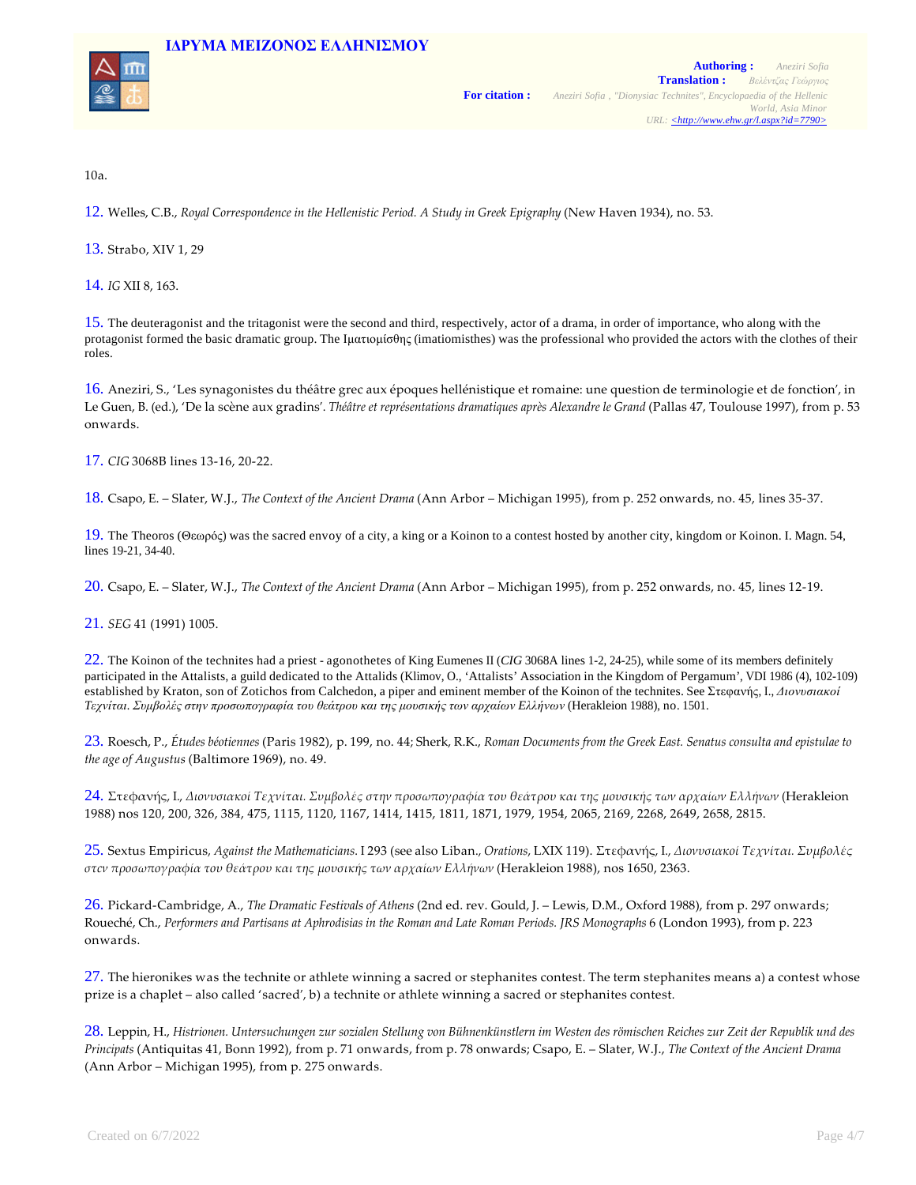10a.

12. Welles, C.B., *Royal Correspondence in the Hellenistic Period. A Study in Greek Epigraphy* (New Haven 1934), no. 53.

13. Strabo, XIV 1, 29

14. *IG* XII 8, 163.

15. The deuteragonist and the tritagonist were the second and third, respectively, actor of a drama, in order of importance, who along with the protagonist formed the basic dramatic group. The Ιματιομίσθης (imatiomisthes) was the professional who provided the actors with the clothes of their roles.

16. Aneziri, S., 'Les synagonistes du théâtre grec aux époques hellénistique et romaine: une question de terminologie et de fonction', in Le Guen, B. (ed.), 'De la scène aux gradins'. *Théâtre et représentations dramatiques après Alexandre le Grand* (Pallas 47, Toulouse 1997), from p. 53 onwards.

17. *CIG* 3068B lines 13-16, 20-22.

18. Csapo, E. – Slater, W.J., *The Context of the Ancient Drama* (Ann Arbor – Michigan 1995), from p. 252 onwards, no. 45, lines 35-37.

19. The Theoros (Θεωρός) was the sacred envoy of a city, a king or a Koinon to a contest hosted by another city, kingdom or Koinon. I. Magn. 54, lines 19-21, 34-40.

20. Csapo, E. – Slater, W.J., *The Context of the Ancient Drama* (Ann Arbor – Michigan 1995), from p. 252 onwards, no. 45, lines 12-19.

21. *SEG* 41 (1991) 1005.

22. The Koinon of the technites had a priest - agonothetes of King Eumenes II (*CIG* 3068A lines 1-2, 24-25), while some of its members definitely participated in the Attalists, a guild dedicated to the Attalids (Klimov, O., 'Attalists' Association in the Kingdom of Pergamum', VDI 1986 (4), 102-109) established by Kraton, son of Zotichos from Calchedon, a piper and eminent member of the Koinon of the technites. See Στεφανής, Ι., *Διονυσιακοί Τεχνίται. Συμβολές στην προσωπογραφία του θεάτρου και της μουσικής των αρχαίων Ελλήνων* (Herakleion 1988), no. 1501.

23. Roesch, P., *Études béotiennes* (Paris 1982), p. 199, no. 44; Sherk, R.K., *Roman Documents from the Greek East. Senatus consulta and epistulae to the age of Augustus* (Baltimore 1969), no. 49.

24. Στεφανής, Ι., *Διονυσιακοί Τεχνίται. Συμβολές στην προσωπογραφία του θεάτρου και της μουσικής των αρχαίων Ελλήνων* (Herakleion 1988) nos 120, 200, 326, 384, 475, 1115, 1120, 1167, 1414, 1415, 1811, 1871, 1979, 1954, 2065, 2169, 2268, 2649, 2658, 2815.

25. Sextus Empiricus, *Against the Mathematicians.* I 293 (see also Liban., *Orations*, LXIX 119). Στεφανής, Ι., *Διονυσιακοί Τεχνίται. Συμβολές στεν προσωπογραφία του θεάτρου και της μουσικής των αρχαίων Ελλήνων* (Herakleion 1988), nos 1650, 2363.

26. Pickard-Cambridge, A., *The Dramatic Festivals of Athens* (2nd ed. rev. Gould, J. – Lewis, D.M., Oxford 1988), from p. 297 onwards; Roueché, Ch., *Performers and Partisans at Aphrodisias in the Roman and Late Roman Periods. JRS Monographs* 6 (London 1993), from p. 223 onwards.

27. The hieronikes was the technite or athlete winning a sacred or stephanites contest. The term stephanites means a) a contest whose prize is a chaplet – also called 'sacred', b) a technite or athlete winning a sacred or stephanites contest.

28. Leppin, H., *Histrionen. Untersuchungen zur sozialen Stellung von Bühnenkünstlern im Westen des römischen Reiches zur Zeit der Republik und des Principats* (Antiquitas 41, Bonn 1992), from p. 71 onwards, from p. 78 onwards; Csapo, E. – Slater, W.J., *The Context of the Ancient Drama* (Ann Arbor – Michigan 1995), from p. 275 onwards.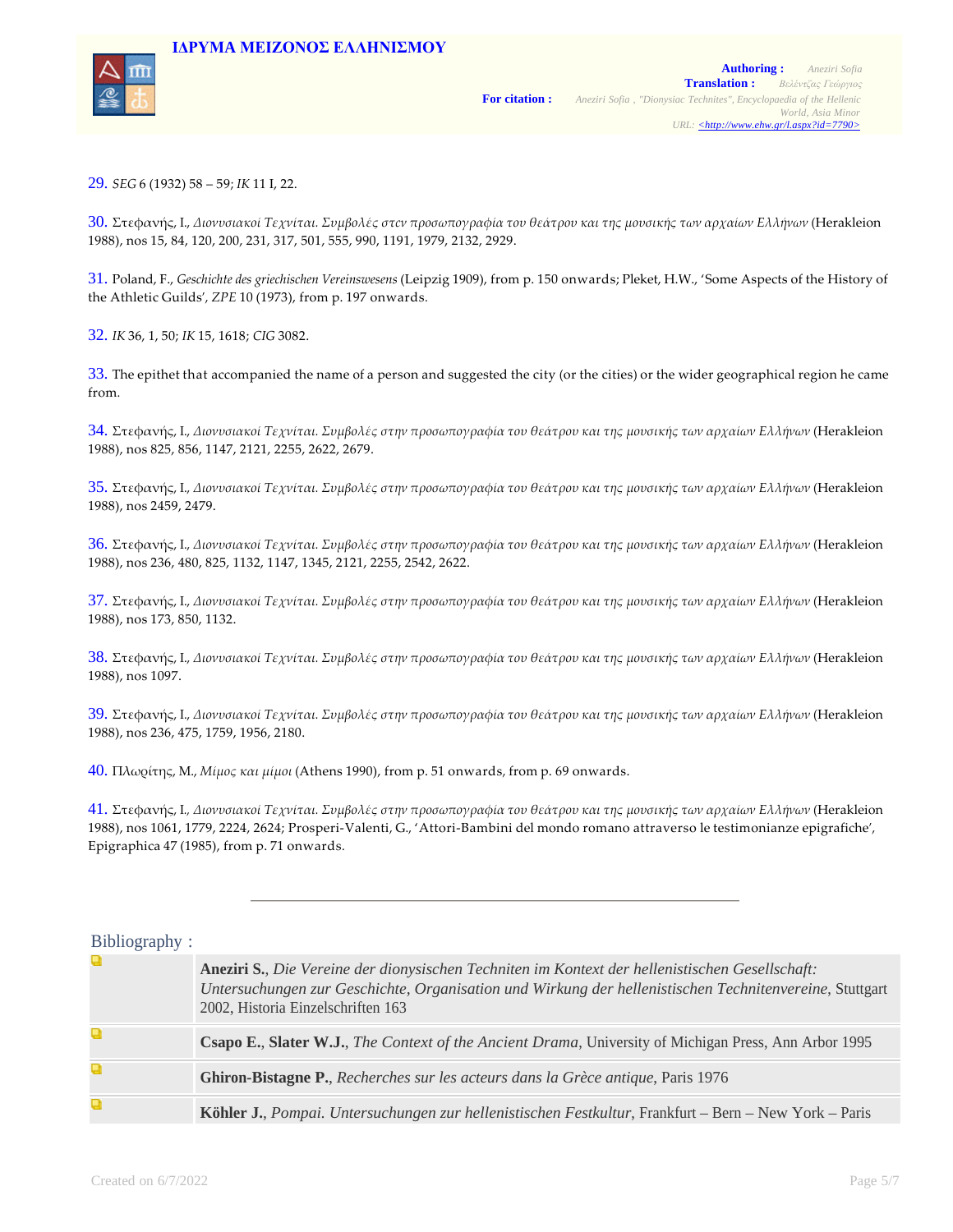29. *SEG* 6 (1932) 58 – 59; *IK* 11 I, 22.

30. Στεφανής, Ι., *Διονυσιακοί Τεχνίται. Συμβολές στην προσωπογραφία του θεάτρου και της μουσικής των αρχαίων Ελλήνων* (Herakleion 1988), nos 15, 84, 120, 200, 231, 317, 501, 555, 990, 1191, 1979, 2132, 2929.

31. Poland, F., *Geschichte des griechischen Vereinswesens* (Leipzig 1909), from p. 150 onwards; Pleket, H.W., 'Some Aspects of the History of the Athletic Guilds', *ZPE* 10 (1973), from p. 197 onwards.

32. *IK* 36, 1, 50; *IK* 15, 1618; *CIG* 3082.

33. The epithet that accompanied the name of a person and suggested the city (or the cities) or the wider geographical region he came from.

34. Στεφανής, Ι., *Διονυσιακοί Τεχνίται. Συμβολές στην προσωπογραφία του θεάτρου και της μουσικής των αρχαίων Ελλήνων* (Herakleion 1988), nos 825, 856, 1147, 2121, 2255, 2622, 2679.

35. Στεφανής, Ι., *Διονυσιακοί Τεχνίται. Συμβολές στην προσωπογραφία του θεάτρου και της μουσικής των αρχαίων Ελλήνων* (Herakleion 1988), nos 2459, 2479.

36. Στεφανής, Ι., *Διονυσιακοί Τεχνίται. Συμβολές στην προσωπογραφία του θεάτρου και της μουσικής των αρχαίων Ελλήνων* (Herakleion 1988), nos 236, 480, 825, 1132, 1147, 1345, 2121, 2255, 2542, 2622.

37. Στεφανής, Ι., *Διονυσιακοί Τεχνίται. Συμβολές στην προσωπογραφία του θεάτρου και της μουσικής των αρχαίων Ελλήνων* (Herakleion 1988), nos 173, 850, 1132.

38. Στεφανής, Ι., *Διονυσιακοί Τεχνίται. Συμβολές στην προσωπογραφία του θεάτρου και της μουσικής των αρχαίων Ελλήνων* (Herakleion 1988), nos 1097.

39. Στεφανής, Ι., *Διονυσιακοί Τεχνίται. Συμβολές στην προσωπογραφία του θεάτρου και της μουσικής των αρχαίων Ελλήνων* (Herakleion 1988), nos 236, 475, 1759, 1956, 2180.

40. Πλωρίτης, Μ., *Μίμος και μίμοι* (Athens 1990), from p. 51 onwards, from p. 69 onwards.

41. Στεφανής, Ι., *Διονυσιακοί Τεχνίται. Συμβολές στην προσωπογραφία του θεάτρου και της μουσικής των αρχαίων Ελλήνων* (Herakleion 1988), nos 1061, 1779, 2224, 2624; Prosperi-Valenti, G., 'Attori-Bambini del mondo romano attraverso le testimonianze epigrafiche', Epigraphica 47 (1985), from p. 71 onwards.

---

## Bibliography :

- **Aneziri S.**, *Die Vereine der dionysischen Techniten im Kontext der hellenistischen Gesellschaft: Untersuchungen zur Geschichte, Organisation und Wirkung der hellenistischen Technitenvereine*, Stuttgart 2002, Historia Einzelschriften 163
- **Csapo E., Slater W.J.**, *The Context of the Ancient Drama*, University of Michigan Press, Ann Arbor 1995
- **Ghiron-Bistagne P.**, *Recherches sur les acteurs dans la Grèce antique*, Paris 1976
- **Köhler J.**, *Pompai. Untersuchungen zur hellenistischen Festkultur*, Frankfurt – Bern – New York – Paris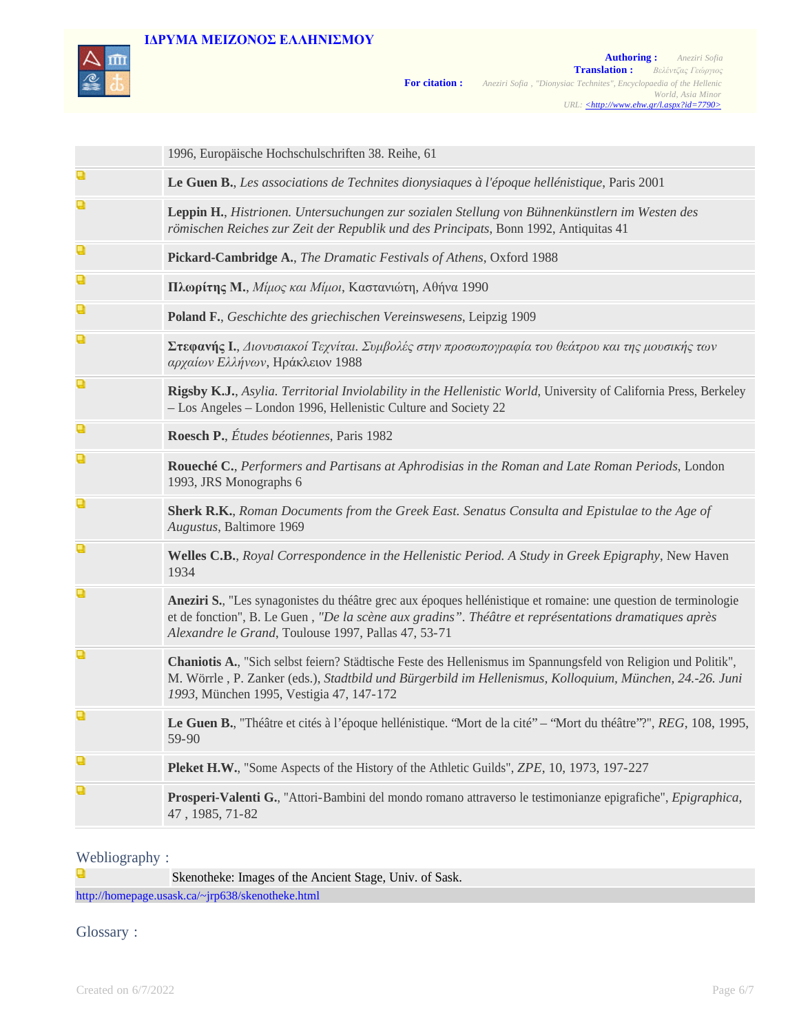1996, Europäische Hochschulschriften 38. Reihe, 61

- **Le Guen B.**, *Les associations de Technites dionysiaques à l'époque hellénistique*, Paris 2001
- **Leppin H.**, *Histrionen. Untersuchungen zur sozialen Stellung von Bühnenkünstlern im Westen des römischen Reiches zur Zeit der Republik und des Principats*, Bonn 1992, Antiquitas 41
- **Pickard-Cambridge A.**, *The Dramatic Festivals of Athens*, Oxford 1988
- **Πλωρίτης Μ.**, *Μίμος και Μίμοι*, Καστανιώτη, Αθήνα 1990
- **Poland F.**, *Geschichte des griechischen Vereinswesens*, Leipzig 1909
- **Στεφανής Ι.**, *Διονυσιακοί Τεχνίται. Συμβολές στην προσωπογραφία του θεάτρου και της μουσικής των αρχαίων Ελλήνων*, Ηράκλειον 1988
- **Rigsby K.J.**, *Asylia. Territorial Inviolability in the Hellenistic World*, University of California Press, Berkeley – Los Angeles – London 1996, Hellenistic Culture and Society 22
- **Roesch P.**, *Études béotiennes*, Paris 1982
- **Roueché C.**, *Performers and Partisans at Aphrodisias in the Roman and Late Roman Periods*, London 1993, JRS Monographs 6
- **Sherk R.K.**, *Roman Documents from the Greek East. Senatus Consulta and Epistulae to the Age of Augustus*, Baltimore 1969
- **Welles C.B.**, *Royal Correspondence in the Hellenistic Period. A Study in Greek Epigraphy*, New Haven 1934
- **Aneziri S.**, "Les synagonistes du théâtre grec aux époques hellénistique et romaine: une question de terminologie et de fonction", B. Le Guen , *"De la scène aux gradins". Théâtre et représentations dramatiques après Alexandre le Grand*, Toulouse 1997, Pallas 47, 53-71
- **Chaniotis A.**, "Sich selbst feiern? Städtische Feste des Hellenismus im Spannungsfeld von Religion und Politik", M. Wörrle , P. Zanker (eds.), *Stadtbild und Bürgerbild im Hellenismus, Kolloquium, München, 24.-26. Juni 1993*, München 1995, Vestigia 47, 147-172
- **Le Guen B.**, "Théâtre et cités à l'époque hellénistique. "Mort de la cité" – "Mort du théâtre"?", *REG*, 108, 1995, 59-90
- **Pleket H.W.**, "Some Aspects of the History of the Athletic Guilds", *ZPE*, 10, 1973, 197-227
- **Prosperi-Valenti G.**, "Attori-Bambini del mondo romano attraverso le testimonianze epigrafiche", *Epigraphica*, 47 , 1985, 71-82

## Webliography :

- Skenotheke: Images of the Ancient Stage, Univ. of Sask.

http://homepage.usask.ca/~jrp638/skenotheke.html

## Glossary :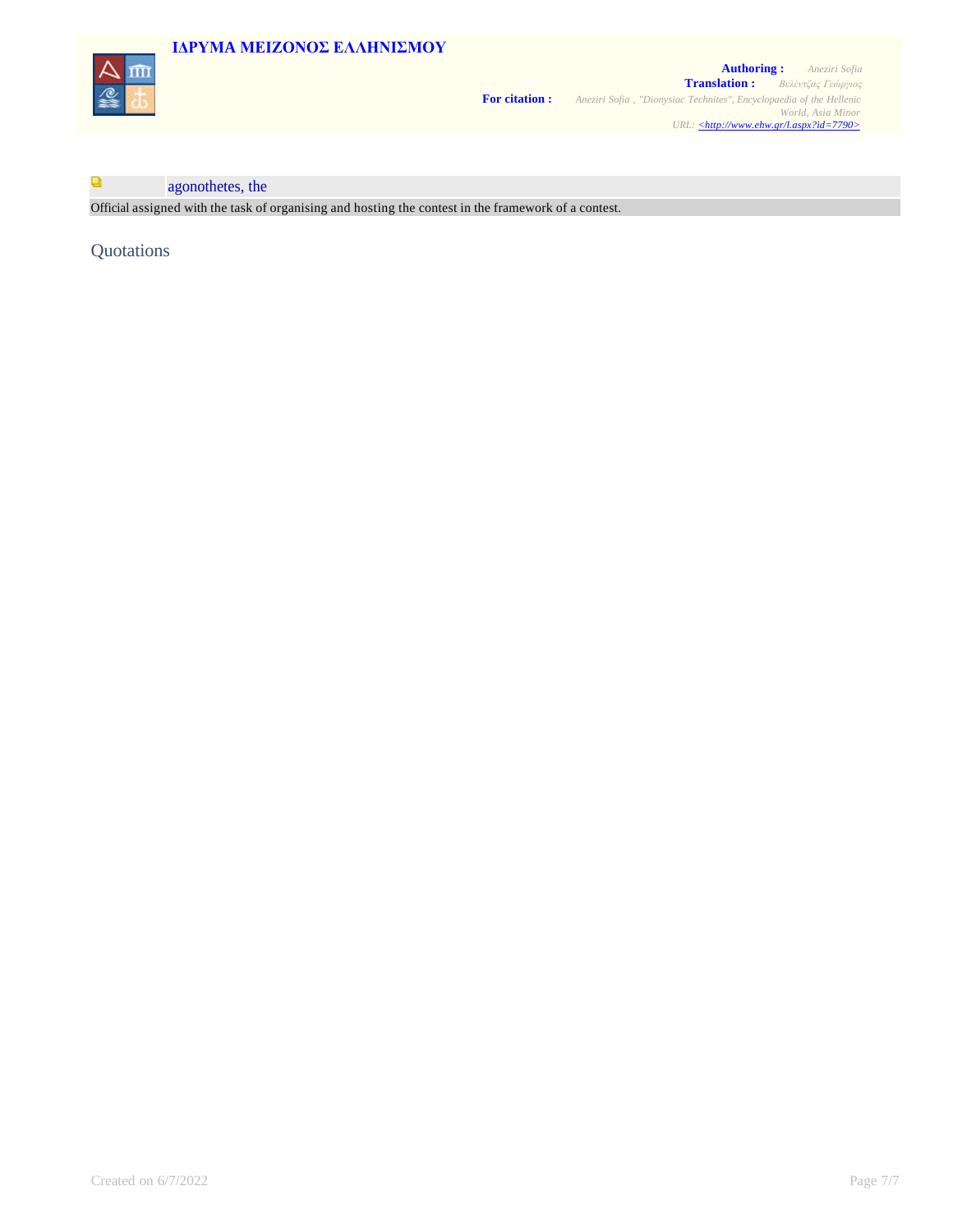**agonothetes, the**

Official assigned with the task of organising and hosting the contest in the framework of a contest.

## Quotations